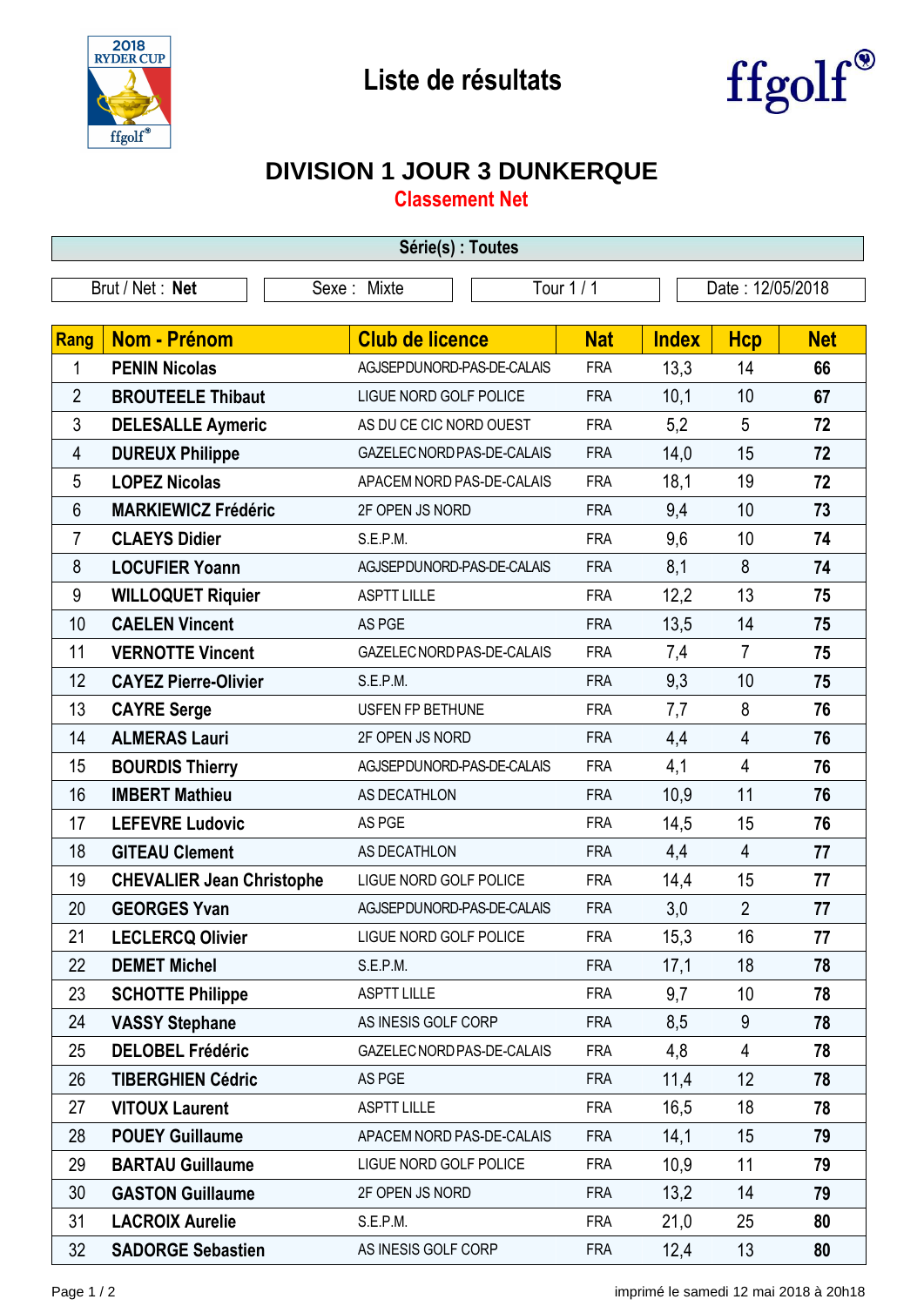# Liste de résultats

## DIVISION 1 JOUR 3 DUNKERQUE

### Classement Net

**Série(s) : Toutes**

| Brut / Net : **Net** | Sexe : Mixte | Tour 1 / 1 | Date : 12/05/2018 |
|---|---|---|---|

| Rang | Nom - Prénom | Club de licence | Nat | Index | Hcp | Net |
|---|---|---|---|---|---|---|
| 1 | **PENIN Nicolas** | AGJSEPDUNORD-PAS-DE-CALAIS | FRA | 13,3 | 14 | **66** |
| 2 | **BROUTEELE Thibaut** | LIGUE NORD GOLF POLICE | FRA | 10,1 | 10 | **67** |
| 3 | **DELESALLE Aymeric** | AS DU CE CIC NORD OUEST | FRA | 5,2 | 5 | **72** |
| 4 | **DUREUX Philippe** | GAZELEC NORD PAS-DE-CALAIS | FRA | 14,0 | 15 | **72** |
| 5 | **LOPEZ Nicolas** | APACEM NORD PAS-DE-CALAIS | FRA | 18,1 | 19 | **72** |
| 6 | **MARKIEWICZ Frédéric** | 2F OPEN JS NORD | FRA | 9,4 | 10 | **73** |
| 7 | **CLAEYS Didier** | S.E.P.M. | FRA | 9,6 | 10 | **74** |
| 8 | **LOCUFIER Yoann** | AGJSEPDUNORD-PAS-DE-CALAIS | FRA | 8,1 | 8 | **74** |
| 9 | **WILLOQUET Riquier** | ASPTT LILLE | FRA | 12,2 | 13 | **75** |
| 10 | **CAELEN Vincent** | AS PGE | FRA | 13,5 | 14 | **75** |
| 11 | **VERNOTTE Vincent** | GAZELEC NORD PAS-DE-CALAIS | FRA | 7,4 | 7 | **75** |
| 12 | **CAYEZ Pierre-Olivier** | S.E.P.M. | FRA | 9,3 | 10 | **75** |
| 13 | **CAYRE Serge** | USFEN FP BETHUNE | FRA | 7,7 | 8 | **76** |
| 14 | **ALMERAS Lauri** | 2F OPEN JS NORD | FRA | 4,4 | 4 | **76** |
| 15 | **BOURDIS Thierry** | AGJSEPDUNORD-PAS-DE-CALAIS | FRA | 4,1 | 4 | **76** |
| 16 | **IMBERT Mathieu** | AS DECATHLON | FRA | 10,9 | 11 | **76** |
| 17 | **LEFEVRE Ludovic** | AS PGE | FRA | 14,5 | 15 | **76** |
| 18 | **GITEAU Clement** | AS DECATHLON | FRA | 4,4 | 4 | **77** |
| 19 | **CHEVALIER Jean Christophe** | LIGUE NORD GOLF POLICE | FRA | 14,4 | 15 | **77** |
| 20 | **GEORGES Yvan** | AGJSEPDUNORD-PAS-DE-CALAIS | FRA | 3,0 | 2 | **77** |
| 21 | **LECLERCQ Olivier** | LIGUE NORD GOLF POLICE | FRA | 15,3 | 16 | **77** |
| 22 | **DEMET Michel** | S.E.P.M. | FRA | 17,1 | 18 | **78** |
| 23 | **SCHOTTE Philippe** | ASPTT LILLE | FRA | 9,7 | 10 | **78** |
| 24 | **VASSY Stephane** | AS INESIS GOLF CORP | FRA | 8,5 | 9 | **78** |
| 25 | **DELOBEL Frédéric** | GAZELEC NORD PAS-DE-CALAIS | FRA | 4,8 | 4 | **78** |
| 26 | **TIBERGHIEN Cédric** | AS PGE | FRA | 11,4 | 12 | **78** |
| 27 | **VITOUX Laurent** | ASPTT LILLE | FRA | 16,5 | 18 | **78** |
| 28 | **POUEY Guillaume** | APACEM NORD PAS-DE-CALAIS | FRA | 14,1 | 15 | **79** |
| 29 | **BARTAU Guillaume** | LIGUE NORD GOLF POLICE | FRA | 10,9 | 11 | **79** |
| 30 | **GASTON Guillaume** | 2F OPEN JS NORD | FRA | 13,2 | 14 | **79** |
| 31 | **LACROIX Aurelie** | S.E.P.M. | FRA | 21,0 | 25 | **80** |
| 32 | **SADORGE Sebastien** | AS INESIS GOLF CORP | FRA | 12,4 | 13 | **80** |

imprimé le samedi 12 mai 2018 à 20h18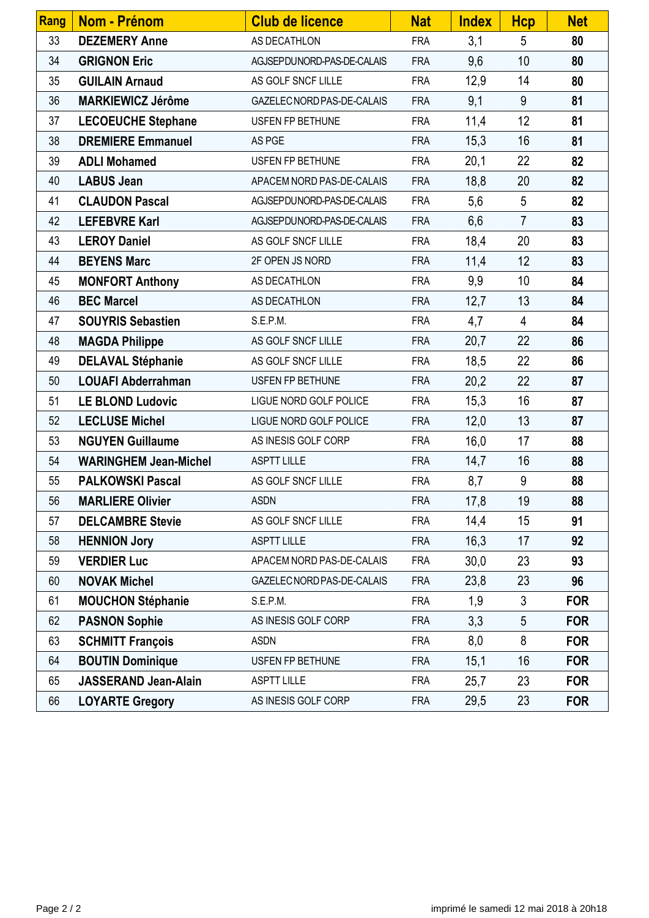| Rang | Nom - Prénom | Club de licence | Nat | Index | Hcp | Net |
|---|---|---|---|---|---|---|
| 33 | **DEZEMERY Anne** | AS DECATHLON | FRA | 3,1 | 5 | **80** |
| 34 | **GRIGNON Eric** | AGJSEPDUNORD-PAS-DE-CALAIS | FRA | 9,6 | 10 | **80** |
| 35 | **GUILAIN Arnaud** | AS GOLF SNCF LILLE | FRA | 12,9 | 14 | **80** |
| 36 | **MARKIEWICZ Jérôme** | GAZELEC NORD PAS-DE-CALAIS | FRA | 9,1 | 9 | **81** |
| 37 | **LECOEUCHE Stephane** | USFEN FP BETHUNE | FRA | 11,4 | 12 | **81** |
| 38 | **DREMIERE Emmanuel** | AS PGE | FRA | 15,3 | 16 | **81** |
| 39 | **ADLI Mohamed** | USFEN FP BETHUNE | FRA | 20,1 | 22 | **82** |
| 40 | **LABUS Jean** | APACEM NORD PAS-DE-CALAIS | FRA | 18,8 | 20 | **82** |
| 41 | **CLAUDON Pascal** | AGJSEPDUNORD-PAS-DE-CALAIS | FRA | 5,6 | 5 | **82** |
| 42 | **LEFEBVRE Karl** | AGJSEPDUNORD-PAS-DE-CALAIS | FRA | 6,6 | 7 | **83** |
| 43 | **LEROY Daniel** | AS GOLF SNCF LILLE | FRA | 18,4 | 20 | **83** |
| 44 | **BEYENS Marc** | 2F OPEN JS NORD | FRA | 11,4 | 12 | **83** |
| 45 | **MONFORT Anthony** | AS DECATHLON | FRA | 9,9 | 10 | **84** |
| 46 | **BEC Marcel** | AS DECATHLON | FRA | 12,7 | 13 | **84** |
| 47 | **SOUYRIS Sebastien** | S.E.P.M. | FRA | 4,7 | 4 | **84** |
| 48 | **MAGDA Philippe** | AS GOLF SNCF LILLE | FRA | 20,7 | 22 | **86** |
| 49 | **DELAVAL Stéphanie** | AS GOLF SNCF LILLE | FRA | 18,5 | 22 | **86** |
| 50 | **LOUAFI Abderrahman** | USFEN FP BETHUNE | FRA | 20,2 | 22 | **87** |
| 51 | **LE BLOND Ludovic** | LIGUE NORD GOLF POLICE | FRA | 15,3 | 16 | **87** |
| 52 | **LECLUSE Michel** | LIGUE NORD GOLF POLICE | FRA | 12,0 | 13 | **87** |
| 53 | **NGUYEN Guillaume** | AS INESIS GOLF CORP | FRA | 16,0 | 17 | **88** |
| 54 | **WARINGHEM Jean-Michel** | ASPTT LILLE | FRA | 14,7 | 16 | **88** |
| 55 | **PALKOWSKI Pascal** | AS GOLF SNCF LILLE | FRA | 8,7 | 9 | **88** |
| 56 | **MARLIERE Olivier** | ASDN | FRA | 17,8 | 19 | **88** |
| 57 | **DELCAMBRE Stevie** | AS GOLF SNCF LILLE | FRA | 14,4 | 15 | **91** |
| 58 | **HENNION Jory** | ASPTT LILLE | FRA | 16,3 | 17 | **92** |
| 59 | **VERDIER Luc** | APACEM NORD PAS-DE-CALAIS | FRA | 30,0 | 23 | **93** |
| 60 | **NOVAK Michel** | GAZELEC NORD PAS-DE-CALAIS | FRA | 23,8 | 23 | **96** |
| 61 | **MOUCHON Stéphanie** | S.E.P.M. | FRA | 1,9 | 3 | **FOR** |
| 62 | **PASNON Sophie** | AS INESIS GOLF CORP | FRA | 3,3 | 5 | **FOR** |
| 63 | **SCHMITT François** | ASDN | FRA | 8,0 | 8 | **FOR** |
| 64 | **BOUTIN Dominique** | USFEN FP BETHUNE | FRA | 15,1 | 16 | **FOR** |
| 65 | **JASSERAND Jean-Alain** | ASPTT LILLE | FRA | 25,7 | 23 | **FOR** |
| 66 | **LOYARTE Gregory** | AS INESIS GOLF CORP | FRA | 29,5 | 23 | **FOR** |

imprimé le samedi 12 mai 2018 à 20h18